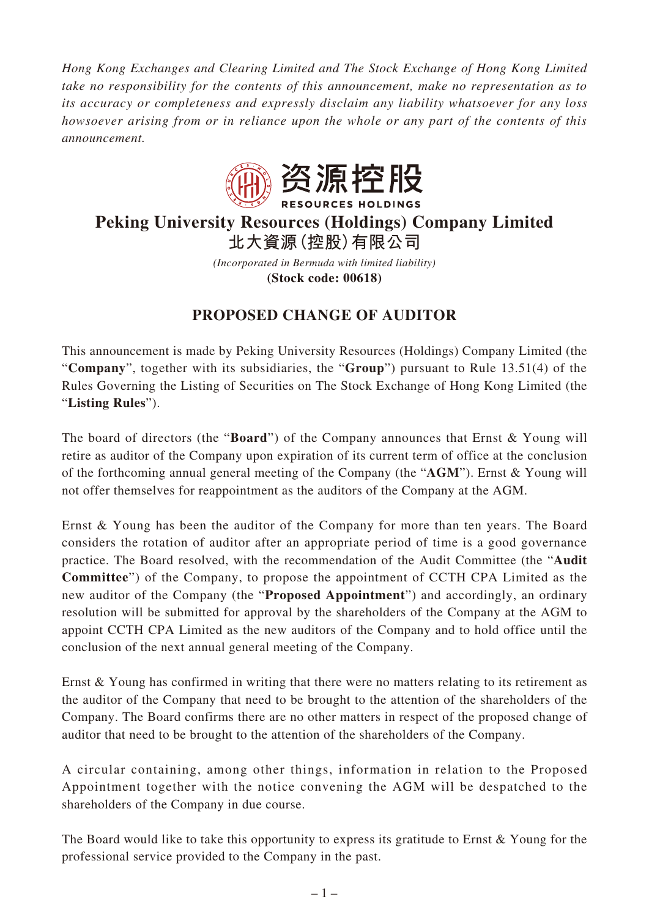*Hong Kong Exchanges and Clearing Limited and The Stock Exchange of Hong Kong Limited take no responsibility for the contents of this announcement, make no representation as to its accuracy or completeness and expressly disclaim any liability whatsoever for any loss howsoever arising from or in reliance upon the whole or any part of the contents of this announcement.*

资源控股

RESOURCES HOLDINGS

# Peking University Resources (Holdings) Company Limited
# 北大資源(控股)有限公司

*(Incorporated in Bermuda with limited liability)*

**(Stock code: 00618)**

## PROPOSED CHANGE OF AUDITOR

This announcement is made by Peking University Resources (Holdings) Company Limited (the "**Company**", together with its subsidiaries, the "**Group**") pursuant to Rule 13.51(4) of the Rules Governing the Listing of Securities on The Stock Exchange of Hong Kong Limited (the "**Listing Rules**").

The board of directors (the "**Board**") of the Company announces that Ernst & Young will retire as auditor of the Company upon expiration of its current term of office at the conclusion of the forthcoming annual general meeting of the Company (the "**AGM**"). Ernst & Young will not offer themselves for reappointment as the auditors of the Company at the AGM.

Ernst & Young has been the auditor of the Company for more than ten years. The Board considers the rotation of auditor after an appropriate period of time is a good governance practice. The Board resolved, with the recommendation of the Audit Committee (the "**Audit Committee**") of the Company, to propose the appointment of CCTH CPA Limited as the new auditor of the Company (the "**Proposed Appointment**") and accordingly, an ordinary resolution will be submitted for approval by the shareholders of the Company at the AGM to appoint CCTH CPA Limited as the new auditors of the Company and to hold office until the conclusion of the next annual general meeting of the Company.

Ernst & Young has confirmed in writing that there were no matters relating to its retirement as the auditor of the Company that need to be brought to the attention of the shareholders of the Company. The Board confirms there are no other matters in respect of the proposed change of auditor that need to be brought to the attention of the shareholders of the Company.

A circular containing, among other things, information in relation to the Proposed Appointment together with the notice convening the AGM will be despatched to the shareholders of the Company in due course.

The Board would like to take this opportunity to express its gratitude to Ernst & Young for the professional service provided to the Company in the past.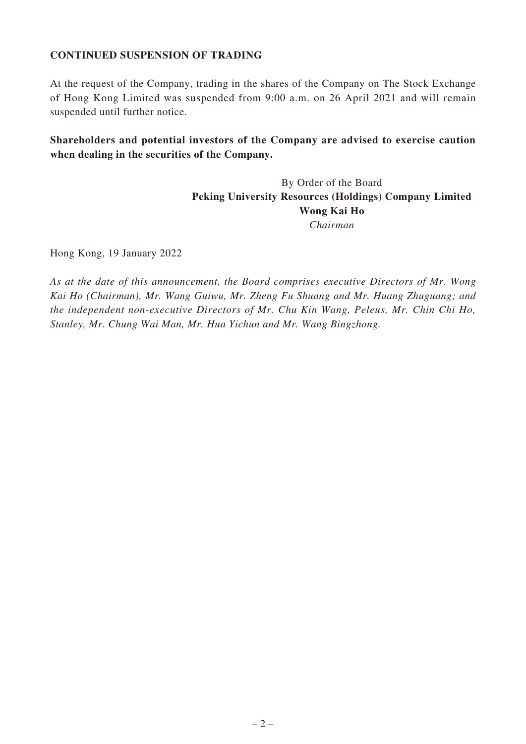**CONTINUED SUSPENSION OF TRADING**

At the request of the Company, trading in the shares of the Company on The Stock Exchange of Hong Kong Limited was suspended from 9:00 a.m. on 26 April 2021 and will remain suspended until further notice.

**Shareholders and potential investors of the Company are advised to exercise caution when dealing in the securities of the Company.**

By Order of the Board
**Peking University Resources (Holdings) Company Limited**
**Wong Kai Ho**
*Chairman*

Hong Kong, 19 January 2022

*As at the date of this announcement, the Board comprises executive Directors of Mr. Wong Kai Ho (Chairman), Mr. Wang Guiwu, Mr. Zheng Fu Shuang and Mr. Huang Zhuguang; and the independent non-executive Directors of Mr. Chu Kin Wang, Peleus, Mr. Chin Chi Ho, Stanley, Mr. Chung Wai Man, Mr. Hua Yichun and Mr. Wang Bingzhong.*